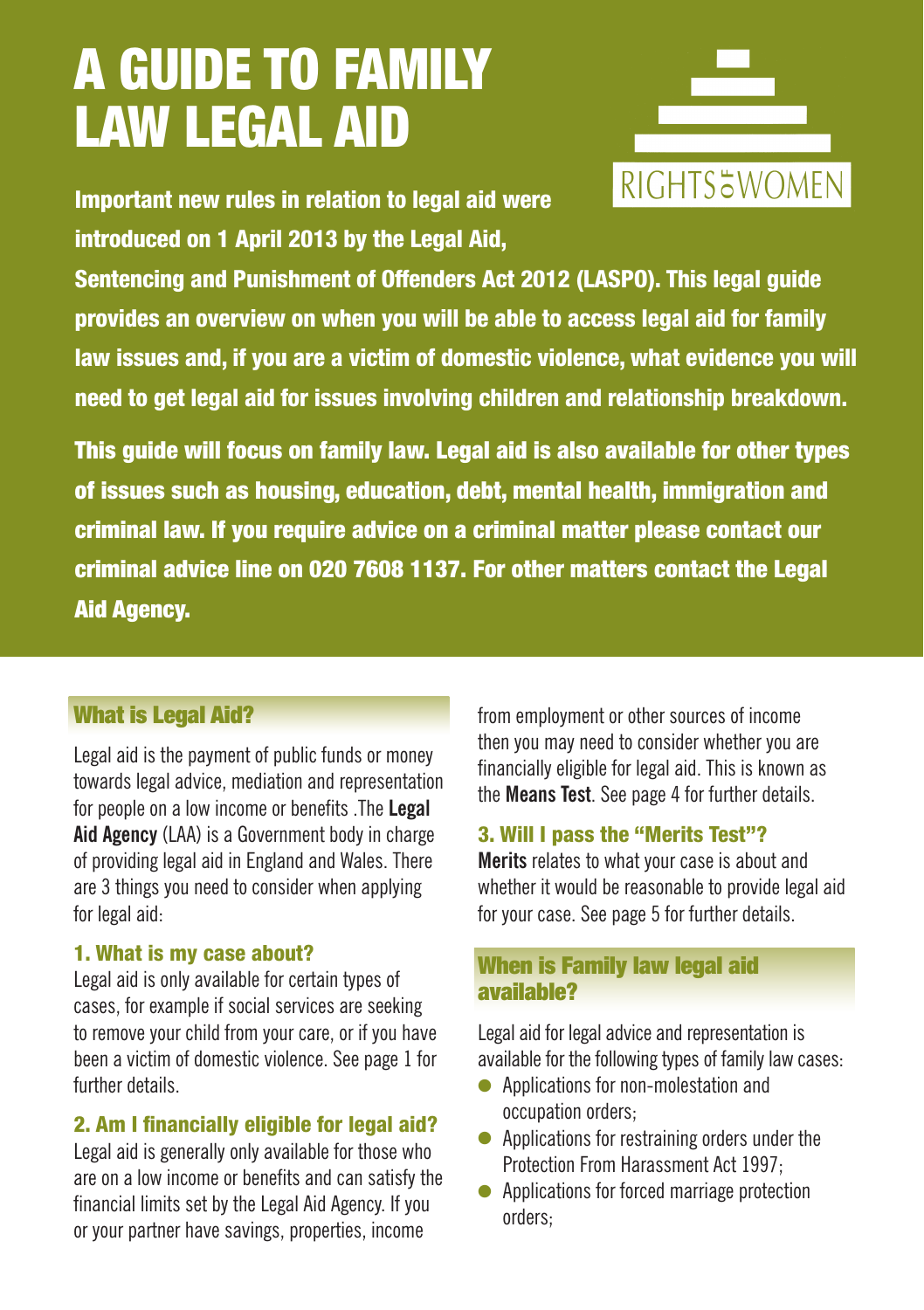# A GUIDE TO FAMILY LAW LEGAL AID

RIGHTS OF WOMEN

**Important new rules in relation to legal aid were introduced on 1 April 2013 by the Legal Aid, Sentencing and Punishment of Offenders Act 2012 (LASPO). This legal guide provides an overview on when you will be able to access legal aid for family law issues and, if you are a victim of domestic violence, what evidence you will need to get legal aid for issues involving children and relationship breakdown.**

**This guide will focus on family law. Legal aid is also available for other types of issues such as housing, education, debt, mental health, immigration and criminal law. If you require advice on a criminal matter please contact our criminal advice line on 020 7608 1137. For other matters contact the Legal Aid Agency.**

## What is Legal Aid?

Legal aid is the payment of public funds or money towards legal advice, mediation and representation for people on a low income or benefits .The **Legal Aid Agency** (LAA) is a Government body in charge of providing legal aid in England and Wales. There are 3 things you need to consider when applying for legal aid:

### 1. What is my case about?

Legal aid is only available for certain types of cases, for example if social services are seeking to remove your child from your care, or if you have been a victim of domestic violence. See page 1 for further details.

### 2. Am I financially eligible for legal aid?

Legal aid is generally only available for those who are on a low income or benefits and can satisfy the financial limits set by the Legal Aid Agency. If you or your partner have savings, properties, income from employment or other sources of income then you may need to consider whether you are financially eligible for legal aid. This is known as the **Means Test**. See page 4 for further details.

### 3. Will I pass the "Merits Test"?

**Merits** relates to what your case is about and whether it would be reasonable to provide legal aid for your case. See page 5 for further details.

## When is Family law legal aid available?

Legal aid for legal advice and representation is available for the following types of family law cases:

- Applications for non-molestation and occupation orders;
- Applications for restraining orders under the Protection From Harassment Act 1997;
- Applications for forced marriage protection orders;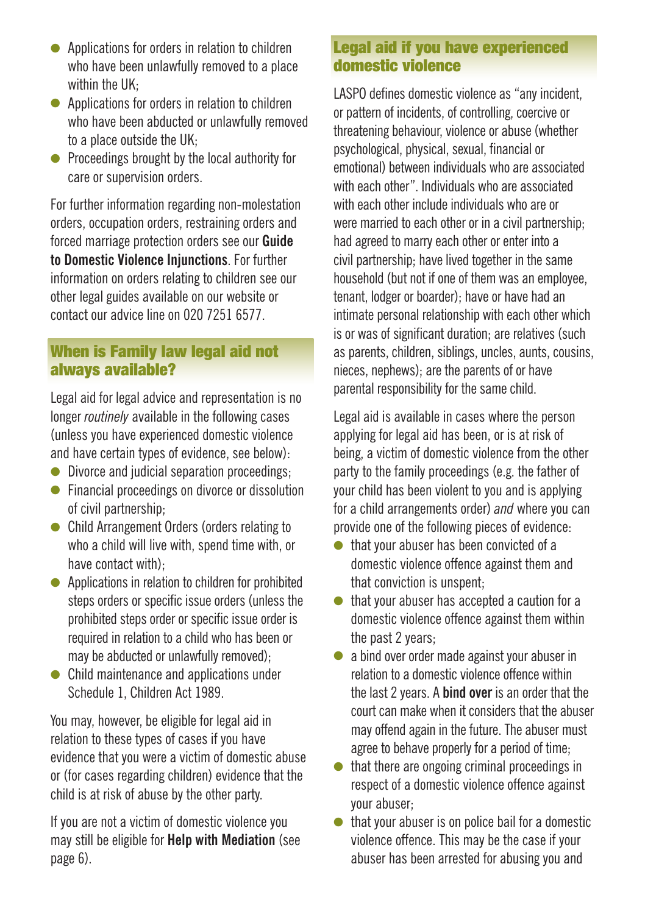- Applications for orders in relation to children who have been unlawfully removed to a place within the UK;
- Applications for orders in relation to children who have been abducted or unlawfully removed to a place outside the UK;
- Proceedings brought by the local authority for care or supervision orders.

For further information regarding non-molestation orders, occupation orders, restraining orders and forced marriage protection orders see our **Guide to Domestic Violence Injunctions**. For further information on orders relating to children see our other legal guides available on our website or contact our advice line on 020 7251 6577.

## When is Family law legal aid not always available?

Legal aid for legal advice and representation is no longer *routinely* available in the following cases (unless you have experienced domestic violence and have certain types of evidence, see below):

- Divorce and judicial separation proceedings;
- Financial proceedings on divorce or dissolution of civil partnership;
- Child Arrangement Orders (orders relating to who a child will live with, spend time with, or have contact with);
- Applications in relation to children for prohibited steps orders or specific issue orders (unless the prohibited steps order or specific issue order is required in relation to a child who has been or may be abducted or unlawfully removed);
- Child maintenance and applications under Schedule 1, Children Act 1989.

You may, however, be eligible for legal aid in relation to these types of cases if you have evidence that you were a victim of domestic abuse or (for cases regarding children) evidence that the child is at risk of abuse by the other party.

If you are not a victim of domestic violence you may still be eligible for **Help with Mediation** (see page 6).

## Legal aid if you have experienced domestic violence

LASPO defines domestic violence as "any incident, or pattern of incidents, of controlling, coercive or threatening behaviour, violence or abuse (whether psychological, physical, sexual, financial or emotional) between individuals who are associated with each other". Individuals who are associated with each other include individuals who are or were married to each other or in a civil partnership; had agreed to marry each other or enter into a civil partnership; have lived together in the same household (but not if one of them was an employee, tenant, lodger or boarder); have or have had an intimate personal relationship with each other which is or was of significant duration; are relatives (such as parents, children, siblings, uncles, aunts, cousins, nieces, nephews); are the parents of or have parental responsibility for the same child.

Legal aid is available in cases where the person applying for legal aid has been, or is at risk of being, a victim of domestic violence from the other party to the family proceedings (e.g. the father of your child has been violent to you and is applying for a child arrangements order) *and* where you can provide one of the following pieces of evidence:

- that your abuser has been convicted of a domestic violence offence against them and that conviction is unspent;
- that your abuser has accepted a caution for a domestic violence offence against them within the past 2 years;
- a bind over order made against your abuser in relation to a domestic violence offence within the last 2 years. A **bind over** is an order that the court can make when it considers that the abuser may offend again in the future. The abuser must agree to behave properly for a period of time;
- that there are ongoing criminal proceedings in respect of a domestic violence offence against your abuser;
- that your abuser is on police bail for a domestic violence offence. This may be the case if your abuser has been arrested for abusing you and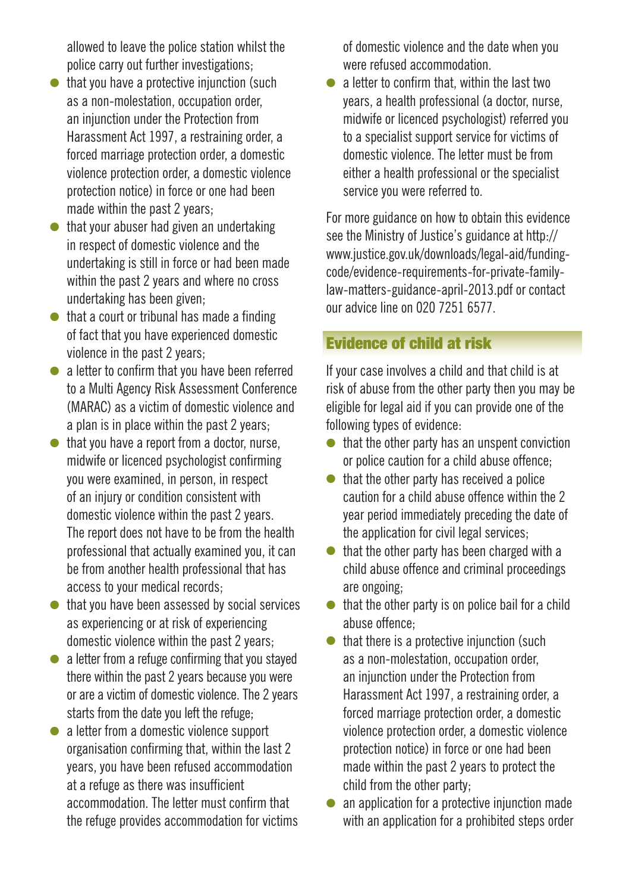allowed to leave the police station whilst the police carry out further investigations;

- that you have a protective injunction (such as a non-molestation, occupation order, an injunction under the Protection from Harassment Act 1997, a restraining order, a forced marriage protection order, a domestic violence protection order, a domestic violence protection notice) in force or one had been made within the past 2 years;
- that your abuser had given an undertaking in respect of domestic violence and the undertaking is still in force or had been made within the past 2 years and where no cross undertaking has been given;
- that a court or tribunal has made a finding of fact that you have experienced domestic violence in the past 2 years;
- a letter to confirm that you have been referred to a Multi Agency Risk Assessment Conference (MARAC) as a victim of domestic violence and a plan is in place within the past 2 years;
- that you have a report from a doctor, nurse, midwife or licenced psychologist confirming you were examined, in person, in respect of an injury or condition consistent with domestic violence within the past 2 years. The report does not have to be from the health professional that actually examined you, it can be from another health professional that has access to your medical records;
- that you have been assessed by social services as experiencing or at risk of experiencing domestic violence within the past 2 years;
- a letter from a refuge confirming that you stayed there within the past 2 years because you were or are a victim of domestic violence. The 2 years starts from the date you left the refuge;
- a letter from a domestic violence support organisation confirming that, within the last 2 years, you have been refused accommodation at a refuge as there was insufficient accommodation. The letter must confirm that the refuge provides accommodation for victims of domestic violence and the date when you were refused accommodation.
- a letter to confirm that, within the last two years, a health professional (a doctor, nurse, midwife or licenced psychologist) referred you to a specialist support service for victims of domestic violence. The letter must be from either a health professional or the specialist service you were referred to.

For more guidance on how to obtain this evidence see the Ministry of Justice's guidance at http://www.justice.gov.uk/downloads/legal-aid/funding-code/evidence-requirements-for-private-family-law-matters-guidance-april-2013.pdf or contact our advice line on 020 7251 6577.

## Evidence of child at risk

If your case involves a child and that child is at risk of abuse from the other party then you may be eligible for legal aid if you can provide one of the following types of evidence:

- that the other party has an unspent conviction or police caution for a child abuse offence;
- that the other party has received a police caution for a child abuse offence within the 2 year period immediately preceding the date of the application for civil legal services;
- that the other party has been charged with a child abuse offence and criminal proceedings are ongoing;
- that the other party is on police bail for a child abuse offence;
- that there is a protective injunction (such as a non-molestation, occupation order, an injunction under the Protection from Harassment Act 1997, a restraining order, a forced marriage protection order, a domestic violence protection order, a domestic violence protection notice) in force or one had been made within the past 2 years to protect the child from the other party;
- an application for a protective injunction made with an application for a prohibited steps order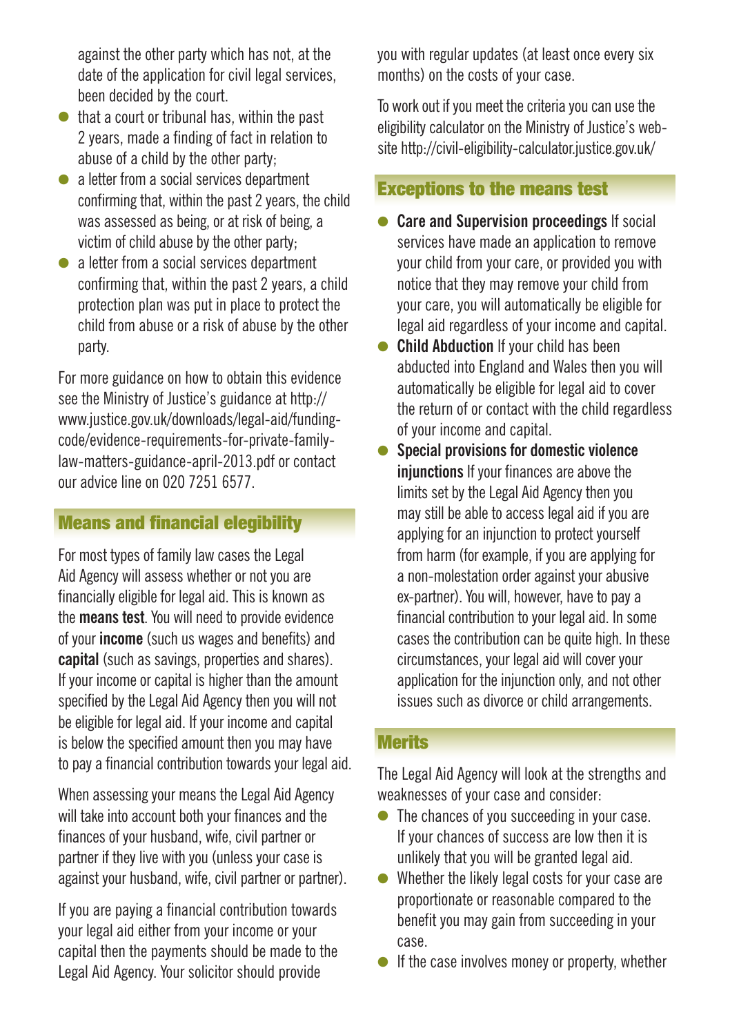against the other party which has not, at the date of the application for civil legal services, been decided by the court.

- that a court or tribunal has, within the past 2 years, made a finding of fact in relation to abuse of a child by the other party;
- a letter from a social services department confirming that, within the past 2 years, the child was assessed as being, or at risk of being, a victim of child abuse by the other party;
- a letter from a social services department confirming that, within the past 2 years, a child protection plan was put in place to protect the child from abuse or a risk of abuse by the other party.

For more guidance on how to obtain this evidence see the Ministry of Justice's guidance at http://www.justice.gov.uk/downloads/legal-aid/funding-code/evidence-requirements-for-private-family-law-matters-guidance-april-2013.pdf or contact our advice line on 020 7251 6577.

## Means and financial elegibility

For most types of family law cases the Legal Aid Agency will assess whether or not you are financially eligible for legal aid. This is known as the **means test**. You will need to provide evidence of your **income** (such us wages and benefits) and **capital** (such as savings, properties and shares). If your income or capital is higher than the amount specified by the Legal Aid Agency then you will not be eligible for legal aid. If your income and capital is below the specified amount then you may have to pay a financial contribution towards your legal aid.

When assessing your means the Legal Aid Agency will take into account both your finances and the finances of your husband, wife, civil partner or partner if they live with you (unless your case is against your husband, wife, civil partner or partner).

If you are paying a financial contribution towards your legal aid either from your income or your capital then the payments should be made to the Legal Aid Agency. Your solicitor should provide you with regular updates (at least once every six months) on the costs of your case.

To work out if you meet the criteria you can use the eligibility calculator on the Ministry of Justice's website http://civil-eligibility-calculator.justice.gov.uk/

## Exceptions to the means test

- **Care and Supervision proceedings** If social services have made an application to remove your child from your care, or provided you with notice that they may remove your child from your care, you will automatically be eligible for legal aid regardless of your income and capital.
- **Child Abduction** If your child has been abducted into England and Wales then you will automatically be eligible for legal aid to cover the return of or contact with the child regardless of your income and capital.
- **Special provisions for domestic violence injunctions** If your finances are above the limits set by the Legal Aid Agency then you may still be able to access legal aid if you are applying for an injunction to protect yourself from harm (for example, if you are applying for a non-molestation order against your abusive ex-partner). You will, however, have to pay a financial contribution to your legal aid. In some cases the contribution can be quite high. In these circumstances, your legal aid will cover your application for the injunction only, and not other issues such as divorce or child arrangements.

## Merits

The Legal Aid Agency will look at the strengths and weaknesses of your case and consider:

- The chances of you succeeding in your case. If your chances of success are low then it is unlikely that you will be granted legal aid.
- Whether the likely legal costs for your case are proportionate or reasonable compared to the benefit you may gain from succeeding in your case.
- If the case involves money or property, whether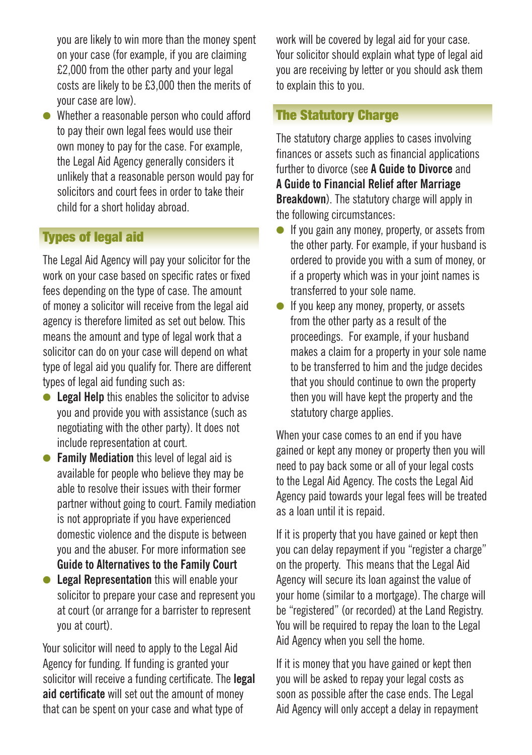you are likely to win more than the money spent on your case (for example, if you are claiming £2,000 from the other party and your legal costs are likely to be £3,000 then the merits of your case are low).

- Whether a reasonable person who could afford to pay their own legal fees would use their own money to pay for the case. For example, the Legal Aid Agency generally considers it unlikely that a reasonable person would pay for solicitors and court fees in order to take their child for a short holiday abroad.

## Types of legal aid

The Legal Aid Agency will pay your solicitor for the work on your case based on specific rates or fixed fees depending on the type of case. The amount of money a solicitor will receive from the legal aid agency is therefore limited as set out below. This means the amount and type of legal work that a solicitor can do on your case will depend on what type of legal aid you qualify for. There are different types of legal aid funding such as:

- **Legal Help** this enables the solicitor to advise you and provide you with assistance (such as negotiating with the other party). It does not include representation at court.
- **Family Mediation** this level of legal aid is available for people who believe they may be able to resolve their issues with their former partner without going to court. Family mediation is not appropriate if you have experienced domestic violence and the dispute is between you and the abuser. For more information see **Guide to Alternatives to the Family Court**
- **Legal Representation** this will enable your solicitor to prepare your case and represent you at court (or arrange for a barrister to represent you at court).

Your solicitor will need to apply to the Legal Aid Agency for funding. If funding is granted your solicitor will receive a funding certificate. The **legal aid certificate** will set out the amount of money that can be spent on your case and what type of work will be covered by legal aid for your case. Your solicitor should explain what type of legal aid you are receiving by letter or you should ask them to explain this to you.

## The Statutory Charge

The statutory charge applies to cases involving finances or assets such as financial applications further to divorce (see **A Guide to Divorce** and **A Guide to Financial Relief after Marriage Breakdown**). The statutory charge will apply in the following circumstances:

- If you gain any money, property, or assets from the other party. For example, if your husband is ordered to provide you with a sum of money, or if a property which was in your joint names is transferred to your sole name.
- If you keep any money, property, or assets from the other party as a result of the proceedings. For example, if your husband makes a claim for a property in your sole name to be transferred to him and the judge decides that you should continue to own the property then you will have kept the property and the statutory charge applies.

When your case comes to an end if you have gained or kept any money or property then you will need to pay back some or all of your legal costs to the Legal Aid Agency. The costs the Legal Aid Agency paid towards your legal fees will be treated as a loan until it is repaid.

If it is property that you have gained or kept then you can delay repayment if you "register a charge" on the property. This means that the Legal Aid Agency will secure its loan against the value of your home (similar to a mortgage). The charge will be "registered" (or recorded) at the Land Registry. You will be required to repay the loan to the Legal Aid Agency when you sell the home.

If it is money that you have gained or kept then you will be asked to repay your legal costs as soon as possible after the case ends. The Legal Aid Agency will only accept a delay in repayment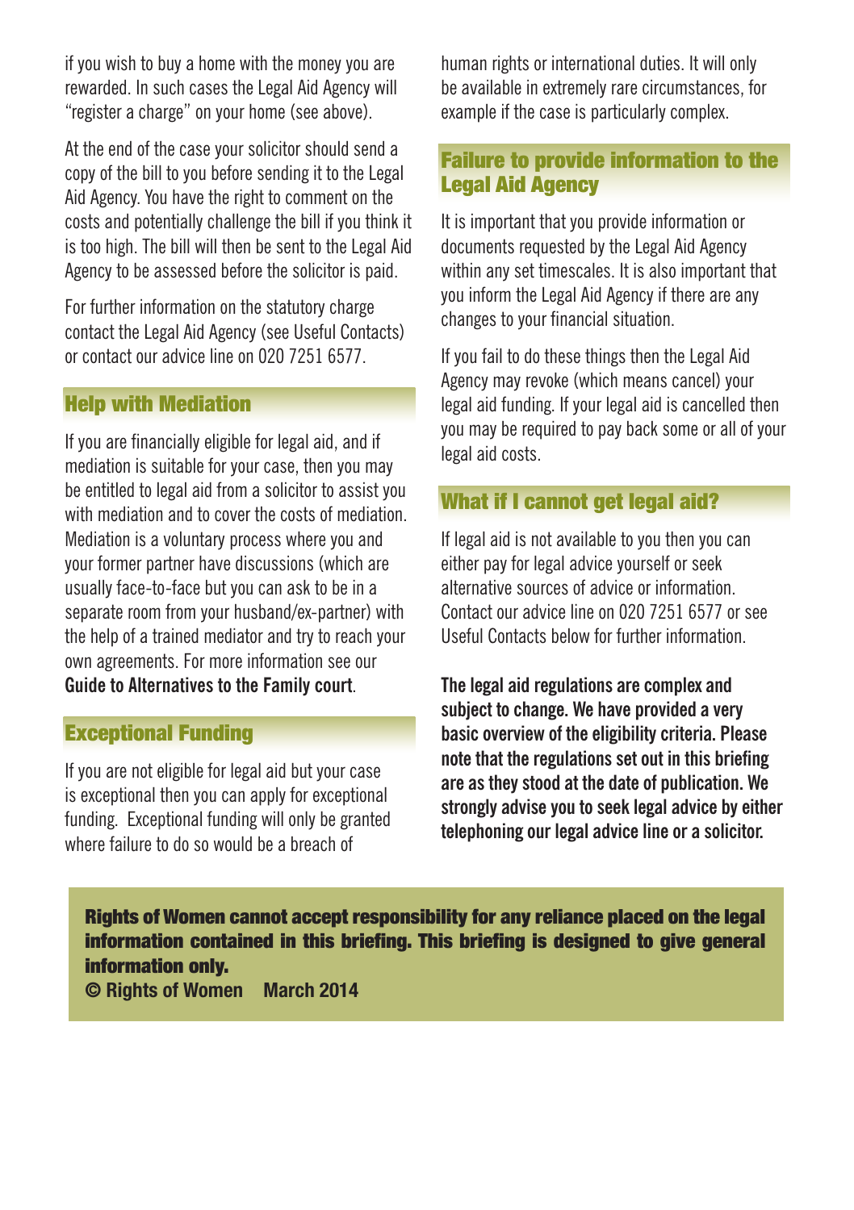if you wish to buy a home with the money you are rewarded. In such cases the Legal Aid Agency will "register a charge" on your home (see above).

At the end of the case your solicitor should send a copy of the bill to you before sending it to the Legal Aid Agency. You have the right to comment on the costs and potentially challenge the bill if you think it is too high. The bill will then be sent to the Legal Aid Agency to be assessed before the solicitor is paid.

For further information on the statutory charge contact the Legal Aid Agency (see Useful Contacts) or contact our advice line on 020 7251 6577.

## Help with Mediation

If you are financially eligible for legal aid, and if mediation is suitable for your case, then you may be entitled to legal aid from a solicitor to assist you with mediation and to cover the costs of mediation. Mediation is a voluntary process where you and your former partner have discussions (which are usually face-to-face but you can ask to be in a separate room from your husband/ex-partner) with the help of a trained mediator and try to reach your own agreements. For more information see our **Guide to Alternatives to the Family court**.

## Exceptional Funding

If you are not eligible for legal aid but your case is exceptional then you can apply for exceptional funding. Exceptional funding will only be granted where failure to do so would be a breach of human rights or international duties. It will only be available in extremely rare circumstances, for example if the case is particularly complex.

## Failure to provide information to the Legal Aid Agency

It is important that you provide information or documents requested by the Legal Aid Agency within any set timescales. It is also important that you inform the Legal Aid Agency if there are any changes to your financial situation.

If you fail to do these things then the Legal Aid Agency may revoke (which means cancel) your legal aid funding. If your legal aid is cancelled then you may be required to pay back some or all of your legal aid costs.

## What if I cannot get legal aid?

If legal aid is not available to you then you can either pay for legal advice yourself or seek alternative sources of advice or information. Contact our advice line on 020 7251 6577 or see Useful Contacts below for further information.

**The legal aid regulations are complex and subject to change. We have provided a very basic overview of the eligibility criteria. Please note that the regulations set out in this briefing are as they stood at the date of publication. We strongly advise you to seek legal advice by either telephoning our legal advice line or a solicitor.**

**Rights of Women cannot accept responsibility for any reliance placed on the legal information contained in this briefing. This briefing is designed to give general information only.**
**© Rights of Women March 2014**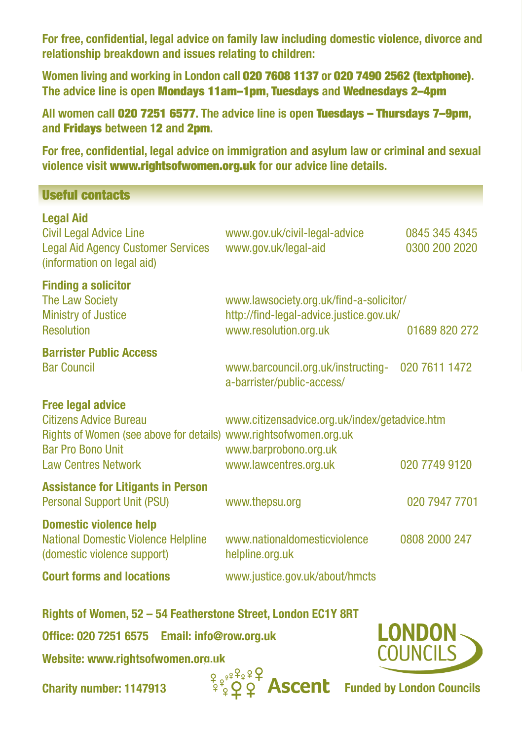**For free, confidential, legal advice on family law including domestic violence, divorce and relationship breakdown and issues relating to children:**

**Women living and working in London call 020 7608 1137 or 020 7490 2562 (textphone). The advice line is open Mondays 11am–1pm, Tuesdays and Wednesdays 2–4pm**

**All women call 020 7251 6577. The advice line is open Tuesdays – Thursdays 7–9pm, and Fridays between 12 and 2pm.**

**For free, confidential, legal advice on immigration and asylum law or criminal and sexual violence visit www.rightsofwomen.org.uk for our advice line details.**

## Useful contacts

| | | |
|---|---|---|
| **Legal Aid** | | |
| Civil Legal Advice Line | www.gov.uk/civil-legal-advice | 0845 345 4345 |
| Legal Aid Agency Customer Services (information on legal aid) | www.gov.uk/legal-aid | 0300 200 2020 |
| **Finding a solicitor** | | |
| The Law Society | www.lawsociety.org.uk/find-a-solicitor/ | |
| Ministry of Justice | http://find-legal-advice.justice.gov.uk/ | |
| Resolution | www.resolution.org.uk | 01689 820 272 |
| **Barrister Public Access** | | |
| Bar Council | www.barcouncil.org.uk/instructing-a-barrister/public-access/ | 020 7611 1472 |
| **Free legal advice** | | |
| Citizens Advice Bureau | www.citizensadvice.org.uk/index/getadvice.htm | |
| Rights of Women (see above for details) | www.rightsofwomen.org.uk | |
| Bar Pro Bono Unit | www.barprobono.org.uk | |
| Law Centres Network | www.lawcentres.org.uk | 020 7749 9120 |
| **Assistance for Litigants in Person** | | |
| Personal Support Unit (PSU) | www.thepsu.org | 020 7947 7701 |
| **Domestic violence help** | | |
| National Domestic Violence Helpline (domestic violence support) | www.nationaldomesticviolencehelpline.org.uk | 0808 2000 247 |
| **Court forms and locations** | www.justice.gov.uk/about/hmcts | |

**Rights of Women, 52 – 54 Featherstone Street, London EC1Y 8RT**

**Office: 020 7251 6575 Email: info@row.org.uk**

**Website: www.rightsofwomen.org.uk**

**Charity number: 1147913**

Ascent

LONDON COUNCILS

**Funded by London Councils**